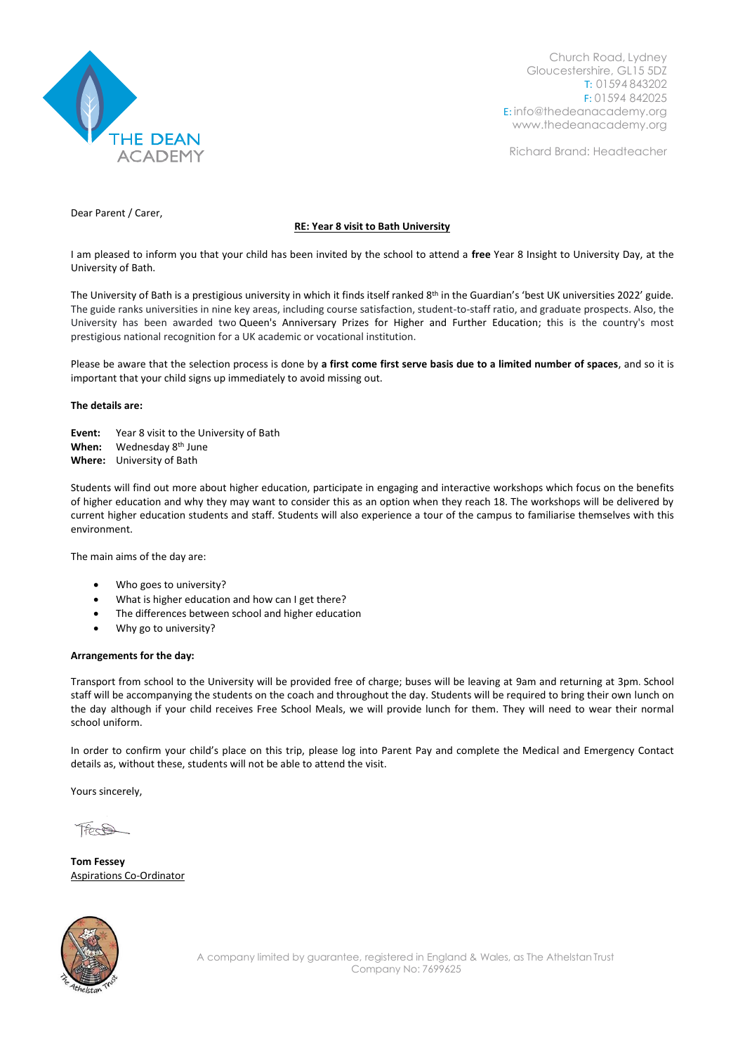THE DEAN ACADEMY

Church Road, Lydney
Gloucestershire, GL15 5DZ
T: 01594 843202
F: 01594 842025
E: info@thedeanacademy.org
www.thedeanacademy.org

Richard Brand: Headteacher

Dear Parent / Carer,

**RE: Year 8 visit to Bath University**

I am pleased to inform you that your child has been invited by the school to attend a **free** Year 8 Insight to University Day, at the University of Bath.

The University of Bath is a prestigious university in which it finds itself ranked 8th in the Guardian's 'best UK universities 2022' guide. The guide ranks universities in nine key areas, including course satisfaction, student-to-staff ratio, and graduate prospects. Also, the University has been awarded two Queen's Anniversary Prizes for Higher and Further Education; this is the country's most prestigious national recognition for a UK academic or vocational institution.

Please be aware that the selection process is done by **a first come first serve basis due to a limited number of spaces**, and so it is important that your child signs up immediately to avoid missing out.

**The details are:**

**Event:** Year 8 visit to the University of Bath
**When:** Wednesday 8th June
**Where:** University of Bath

Students will find out more about higher education, participate in engaging and interactive workshops which focus on the benefits of higher education and why they may want to consider this as an option when they reach 18. The workshops will be delivered by current higher education students and staff. Students will also experience a tour of the campus to familiarise themselves with this environment.

The main aims of the day are:

- Who goes to university?
- What is higher education and how can I get there?
- The differences between school and higher education
- Why go to university?

**Arrangements for the day:**

Transport from school to the University will be provided free of charge; buses will be leaving at 9am and returning at 3pm. School staff will be accompanying the students on the coach and throughout the day. Students will be required to bring their own lunch on the day although if your child receives Free School Meals, we will provide lunch for them. They will need to wear their normal school uniform.

In order to confirm your child's place on this trip, please log into Parent Pay and complete the Medical and Emergency Contact details as, without these, students will not be able to attend the visit.

Yours sincerely,

**Tom Fessey**
Aspirations Co-Ordinator

A company limited by guarantee, registered in England & Wales, as The Athelstan Trust
Company No: 7699625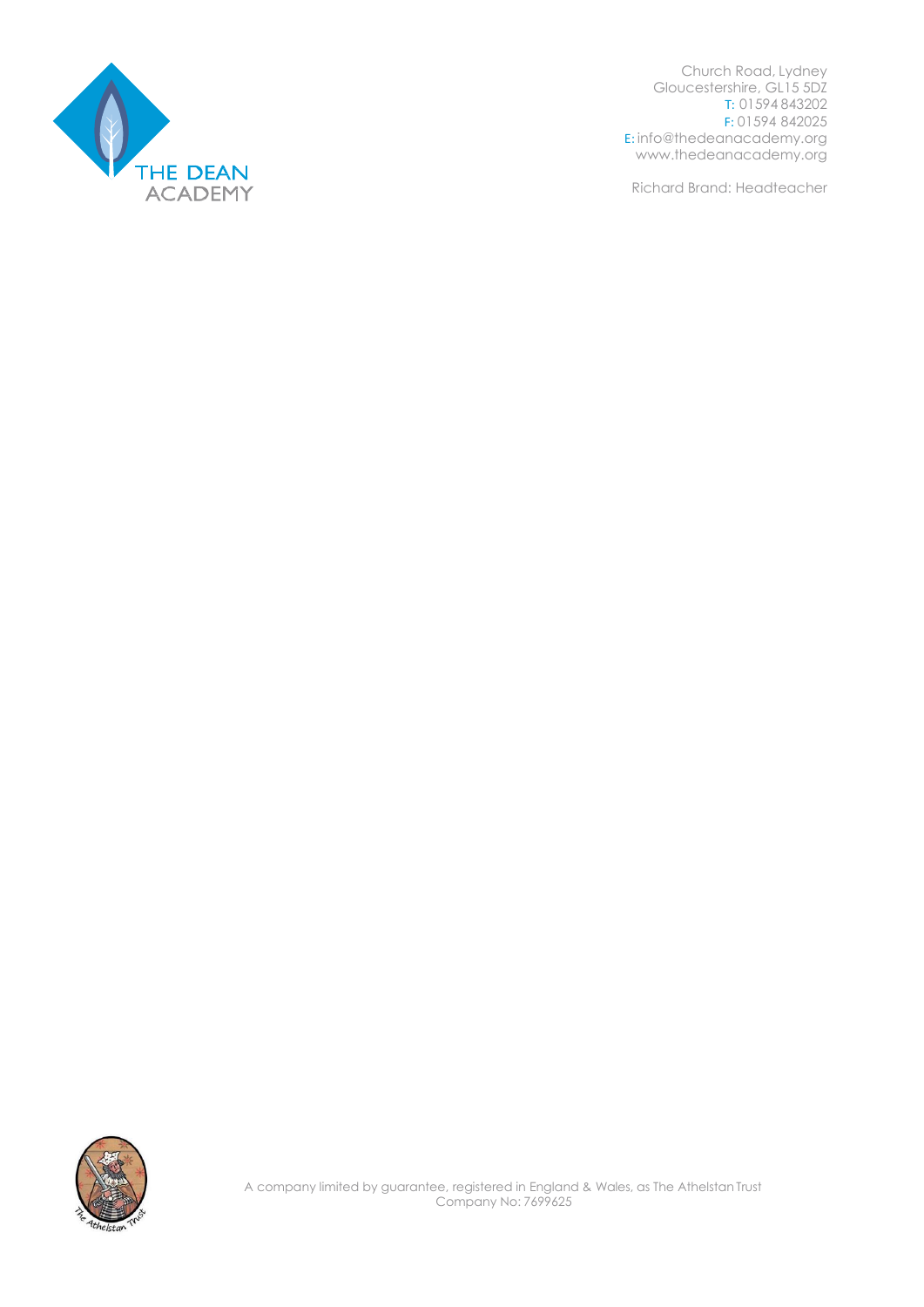Church Road, Lydney
Gloucestershire, GL15 5DZ
T: 01594 843202
F: 01594 842025
E: info@thedeanacademy.org
www.thedeanacademy.org

Richard Brand: Headteacher

THE DEAN ACADEMY

A company limited by guarantee, registered in England & Wales, as The Athelstan Trust
Company No: 7699625